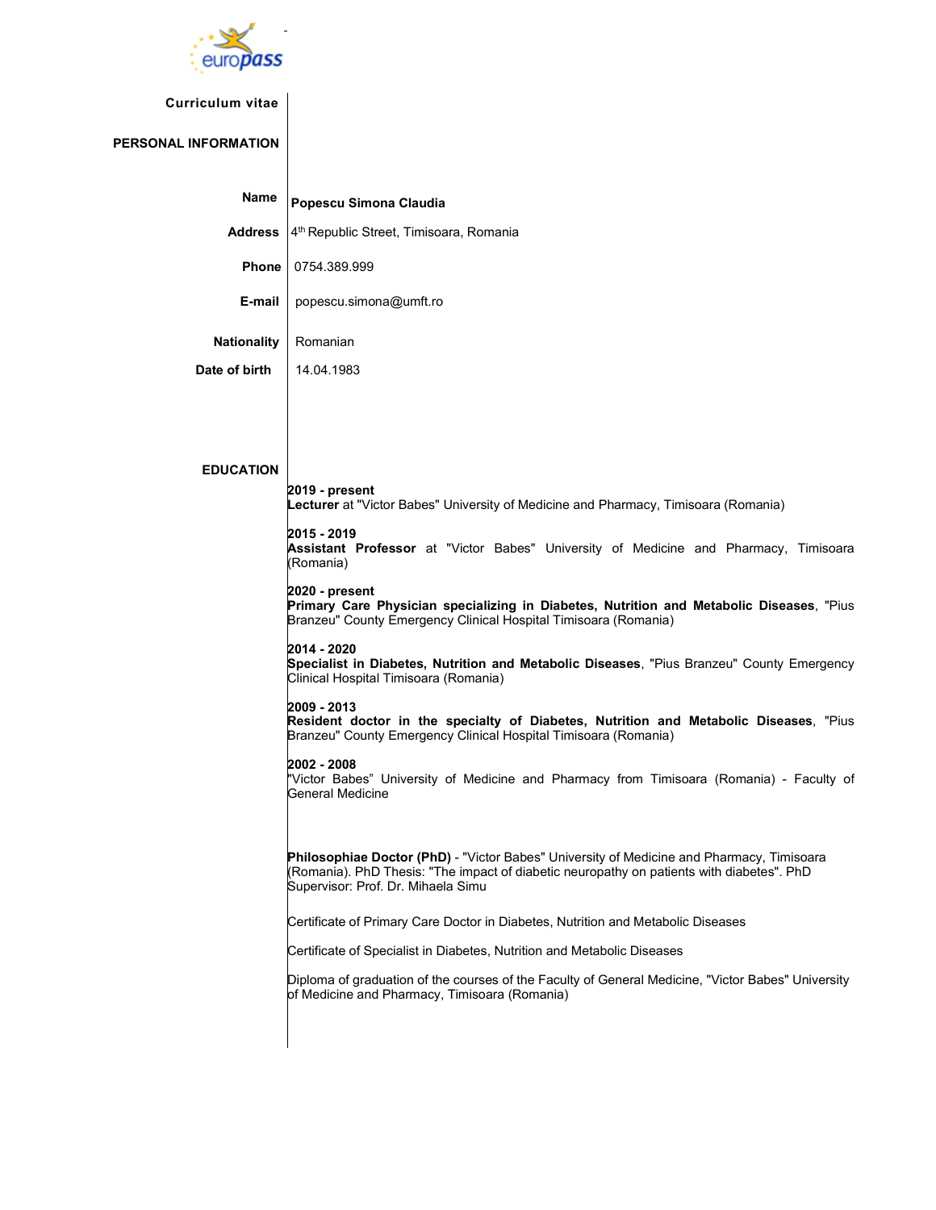europass

# Curriculum vitae

## PERSONAL INFORMATION

**Name** **Popescu Simona Claudia**

**Address** 4th Republic Street, Timisoara, Romania

**Phone** 0754.389.999

**E-mail** popescu.simona@umft.ro

**Nationality** Romanian

**Date of birth** 14.04.1983

## EDUCATION

**2019 - present**
**Lecturer** at "Victor Babes" University of Medicine and Pharmacy, Timisoara (Romania)

**2015 - 2019**
**Assistant Professor** at "Victor Babes" University of Medicine and Pharmacy, Timisoara (Romania)

**2020 - present**
**Primary Care Physician specializing in Diabetes, Nutrition and Metabolic Diseases**, "Pius Branzeu" County Emergency Clinical Hospital Timisoara (Romania)

**2014 - 2020**
**Specialist in Diabetes, Nutrition and Metabolic Diseases**, "Pius Branzeu" County Emergency Clinical Hospital Timisoara (Romania)

**2009 - 2013**
**Resident doctor in the specialty of Diabetes, Nutrition and Metabolic Diseases**, "Pius Branzeu" County Emergency Clinical Hospital Timisoara (Romania)

**2002 - 2008**
"Victor Babes" University of Medicine and Pharmacy from Timisoara (Romania) - Faculty of General Medicine

**Philosophiae Doctor (PhD)** - "Victor Babes" University of Medicine and Pharmacy, Timisoara (Romania). PhD Thesis: "The impact of diabetic neuropathy on patients with diabetes". PhD Supervisor: Prof. Dr. Mihaela Simu

Certificate of Primary Care Doctor in Diabetes, Nutrition and Metabolic Diseases

Certificate of Specialist in Diabetes, Nutrition and Metabolic Diseases

Diploma of graduation of the courses of the Faculty of General Medicine, "Victor Babes" University of Medicine and Pharmacy, Timisoara (Romania)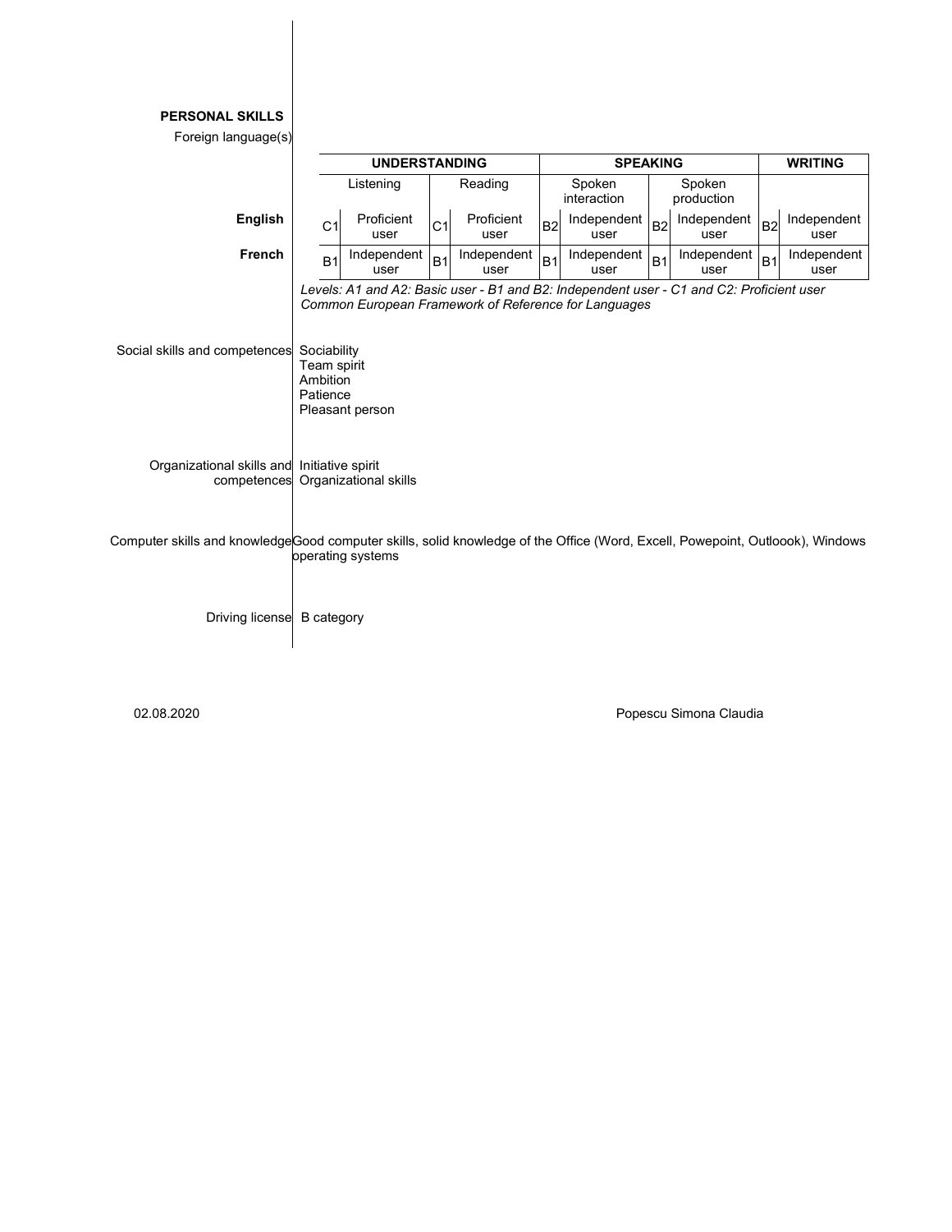## PERSONAL SKILLS

Foreign language(s)

| | UNDERSTANDING | | | | SPEAKING | | | | WRITING | |
|---|---|---|---|---|---|---|---|---|---|---|
| | Listening | | Reading | | Spoken interaction | | Spoken production | | | |
| **English** | C1 | Proficient user | C1 | Proficient user | B2 | Independent user | B2 | Independent user | B2 | Independent user |
| **French** | B1 | Independent user | B1 | Independent user | B1 | Independent user | B1 | Independent user | B1 | Independent user |

*Levels: A1 and A2: Basic user - B1 and B2: Independent user - C1 and C2: Proficient user*
*Common European Framework of Reference for Languages*

Social skills and competences

Sociability
Team spirit
Ambition
Patience
Pleasant person

Organizational skills and competences

Initiative spirit
Organizational skills

Computer skills and knowledge

Good computer skills, solid knowledge of the Office (Word, Excell, Powepoint, Outloook), Windows operating systems

Driving license

B category

02.08.2020

Popescu Simona Claudia